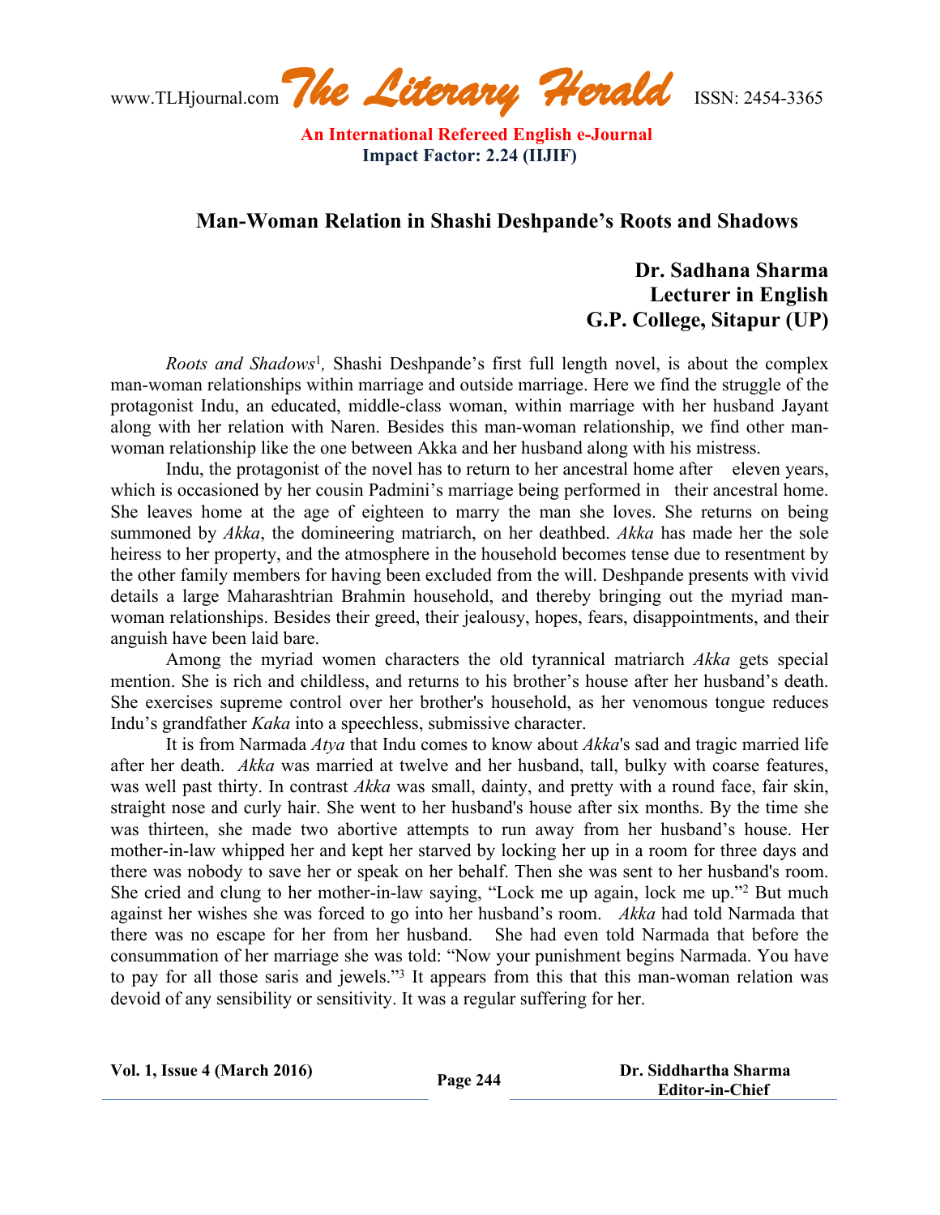# Man-Woman Relation in Shashi Deshpande's Roots and Shadows

**Dr. Sadhana Sharma**
**Lecturer in English**
**G.P. College, Sitapur (UP)**

*Roots and Shadows*[1], Shashi Deshpande's first full length novel, is about the complex man-woman relationships within marriage and outside marriage. Here we find the struggle of the protagonist Indu, an educated, middle-class woman, within marriage with her husband Jayant along with her relation with Naren. Besides this man-woman relationship, we find other man-woman relationship like the one between Akka and her husband along with his mistress.

Indu, the protagonist of the novel has to return to her ancestral home after eleven years, which is occasioned by her cousin Padmini's marriage being performed in their ancestral home. She leaves home at the age of eighteen to marry the man she loves. She returns on being summoned by *Akka*, the domineering matriarch, on her deathbed. *Akka* has made her the sole heiress to her property, and the atmosphere in the household becomes tense due to resentment by the other family members for having been excluded from the will. Deshpande presents with vivid details a large Maharashtrian Brahmin household, and thereby bringing out the myriad man-woman relationships. Besides their greed, their jealousy, hopes, fears, disappointments, and their anguish have been laid bare.

Among the myriad women characters the old tyrannical matriarch *Akka* gets special mention. She is rich and childless, and returns to his brother's house after her husband's death. She exercises supreme control over her brother's household, as her venomous tongue reduces Indu's grandfather *Kaka* into a speechless, submissive character.

It is from Narmada *Atya* that Indu comes to know about *Akka*'s sad and tragic married life after her death. *Akka* was married at twelve and her husband, tall, bulky with coarse features, was well past thirty. In contrast *Akka* was small, dainty, and pretty with a round face, fair skin, straight nose and curly hair. She went to her husband's house after six months. By the time she was thirteen, she made two abortive attempts to run away from her husband's house. Her mother-in-law whipped her and kept her starved by locking her up in a room for three days and there was nobody to save her or speak on her behalf. Then she was sent to her husband's room. She cried and clung to her mother-in-law saying, "Lock me up again, lock me up."[2] But much against her wishes she was forced to go into her husband's room. *Akka* had told Narmada that there was no escape for her from her husband. She had even told Narmada that before the consummation of her marriage she was told: "Now your punishment begins Narmada. You have to pay for all those saris and jewels."[3] It appears from this that this man-woman relation was devoid of any sensibility or sensitivity. It was a regular suffering for her.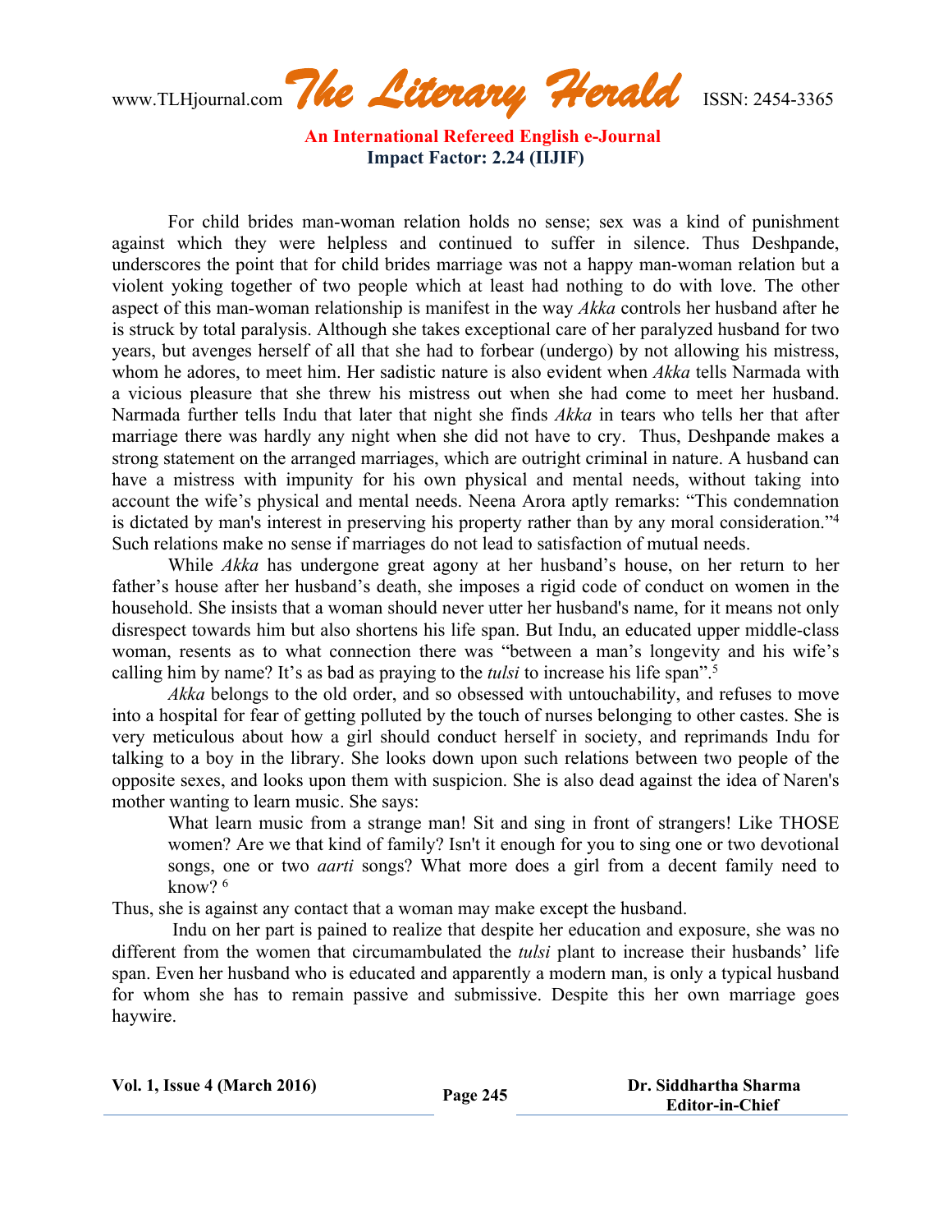For child brides man-woman relation holds no sense; sex was a kind of punishment against which they were helpless and continued to suffer in silence. Thus Deshpande, underscores the point that for child brides marriage was not a happy man-woman relation but a violent yoking together of two people which at least had nothing to do with love. The other aspect of this man-woman relationship is manifest in the way *Akka* controls her husband after he is struck by total paralysis. Although she takes exceptional care of her paralyzed husband for two years, but avenges herself of all that she had to forbear (undergo) by not allowing his mistress, whom he adores, to meet him. Her sadistic nature is also evident when *Akka* tells Narmada with a vicious pleasure that she threw his mistress out when she had come to meet her husband. Narmada further tells Indu that later that night she finds *Akka* in tears who tells her that after marriage there was hardly any night when she did not have to cry. Thus, Deshpande makes a strong statement on the arranged marriages, which are outright criminal in nature. A husband can have a mistress with impunity for his own physical and mental needs, without taking into account the wife's physical and mental needs. Neena Arora aptly remarks: "This condemnation is dictated by man's interest in preserving his property rather than by any moral consideration."[4] Such relations make no sense if marriages do not lead to satisfaction of mutual needs.

While *Akka* has undergone great agony at her husband's house, on her return to her father's house after her husband's death, she imposes a rigid code of conduct on women in the household. She insists that a woman should never utter her husband's name, for it means not only disrespect towards him but also shortens his life span. But Indu, an educated upper middle-class woman, resents as to what connection there was "between a man's longevity and his wife's calling him by name? It's as bad as praying to the *tulsi* to increase his life span".[5]

*Akka* belongs to the old order, and so obsessed with untouchability, and refuses to move into a hospital for fear of getting polluted by the touch of nurses belonging to other castes. She is very meticulous about how a girl should conduct herself in society, and reprimands Indu for talking to a boy in the library. She looks down upon such relations between two people of the opposite sexes, and looks upon them with suspicion. She is also dead against the idea of Naren's mother wanting to learn music. She says:

> What learn music from a strange man! Sit and sing in front of strangers! Like THOSE women? Are we that kind of family? Isn't it enough for you to sing one or two devotional songs, one or two *aarti* songs? What more does a girl from a decent family need to know? [6]

Thus, she is against any contact that a woman may make except the husband.

Indu on her part is pained to realize that despite her education and exposure, she was no different from the women that circumambulated the *tulsi* plant to increase their husbands' life span. Even her husband who is educated and apparently a modern man, is only a typical husband for whom she has to remain passive and submissive. Despite this her own marriage goes haywire.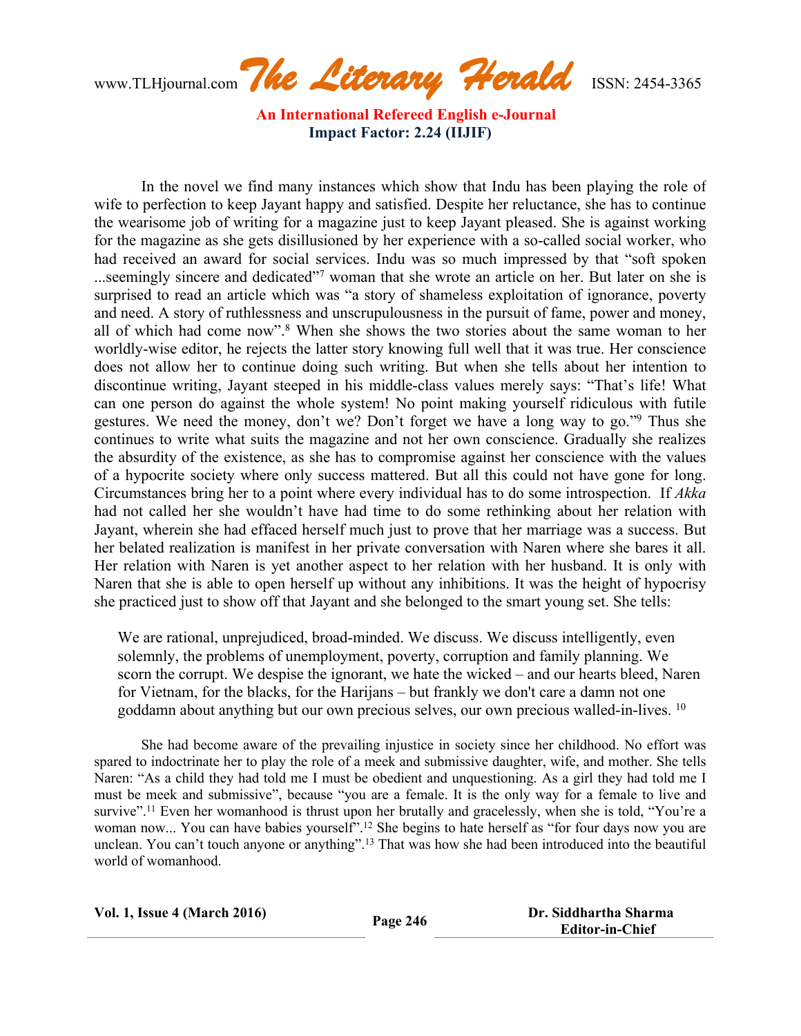In the novel we find many instances which show that Indu has been playing the role of wife to perfection to keep Jayant happy and satisfied. Despite her reluctance, she has to continue the wearisome job of writing for a magazine just to keep Jayant pleased. She is against working for the magazine as she gets disillusioned by her experience with a so-called social worker, who had received an award for social services. Indu was so much impressed by that "soft spoken ...seemingly sincere and dedicated"[7] woman that she wrote an article on her. But later on she is surprised to read an article which was "a story of shameless exploitation of ignorance, poverty and need. A story of ruthlessness and unscrupulousness in the pursuit of fame, power and money, all of which had come now".[8] When she shows the two stories about the same woman to her worldly-wise editor, he rejects the latter story knowing full well that it was true. Her conscience does not allow her to continue doing such writing. But when she tells about her intention to discontinue writing, Jayant steeped in his middle-class values merely says: "That's life! What can one person do against the whole system! No point making yourself ridiculous with futile gestures. We need the money, don't we? Don't forget we have a long way to go."[9] Thus she continues to write what suits the magazine and not her own conscience. Gradually she realizes the absurdity of the existence, as she has to compromise against her conscience with the values of a hypocrite society where only success mattered. But all this could not have gone for long. Circumstances bring her to a point where every individual has to do some introspection. If *Akka* had not called her she wouldn't have had time to do some rethinking about her relation with Jayant, wherein she had effaced herself much just to prove that her marriage was a success. But her belated realization is manifest in her private conversation with Naren where she bares it all. Her relation with Naren is yet another aspect to her relation with her husband. It is only with Naren that she is able to open herself up without any inhibitions. It was the height of hypocrisy she practiced just to show off that Jayant and she belonged to the smart young set. She tells:

> We are rational, unprejudiced, broad-minded. We discuss. We discuss intelligently, even solemnly, the problems of unemployment, poverty, corruption and family planning. We scorn the corrupt. We despise the ignorant, we hate the wicked – and our hearts bleed, Naren for Vietnam, for the blacks, for the Harijans – but frankly we don't care a damn not one goddamn about anything but our own precious selves, our own precious walled-in-lives. [10]

She had become aware of the prevailing injustice in society since her childhood. No effort was spared to indoctrinate her to play the role of a meek and submissive daughter, wife, and mother. She tells Naren: "As a child they had told me I must be obedient and unquestioning. As a girl they had told me I must be meek and submissive", because "you are a female. It is the only way for a female to live and survive".[11] Even her womanhood is thrust upon her brutally and gracelessly, when she is told, "You're a woman now... You can have babies yourself".[12] She begins to hate herself as "for four days now you are unclean. You can't touch anyone or anything".[13] That was how she had been introduced into the beautiful world of womanhood.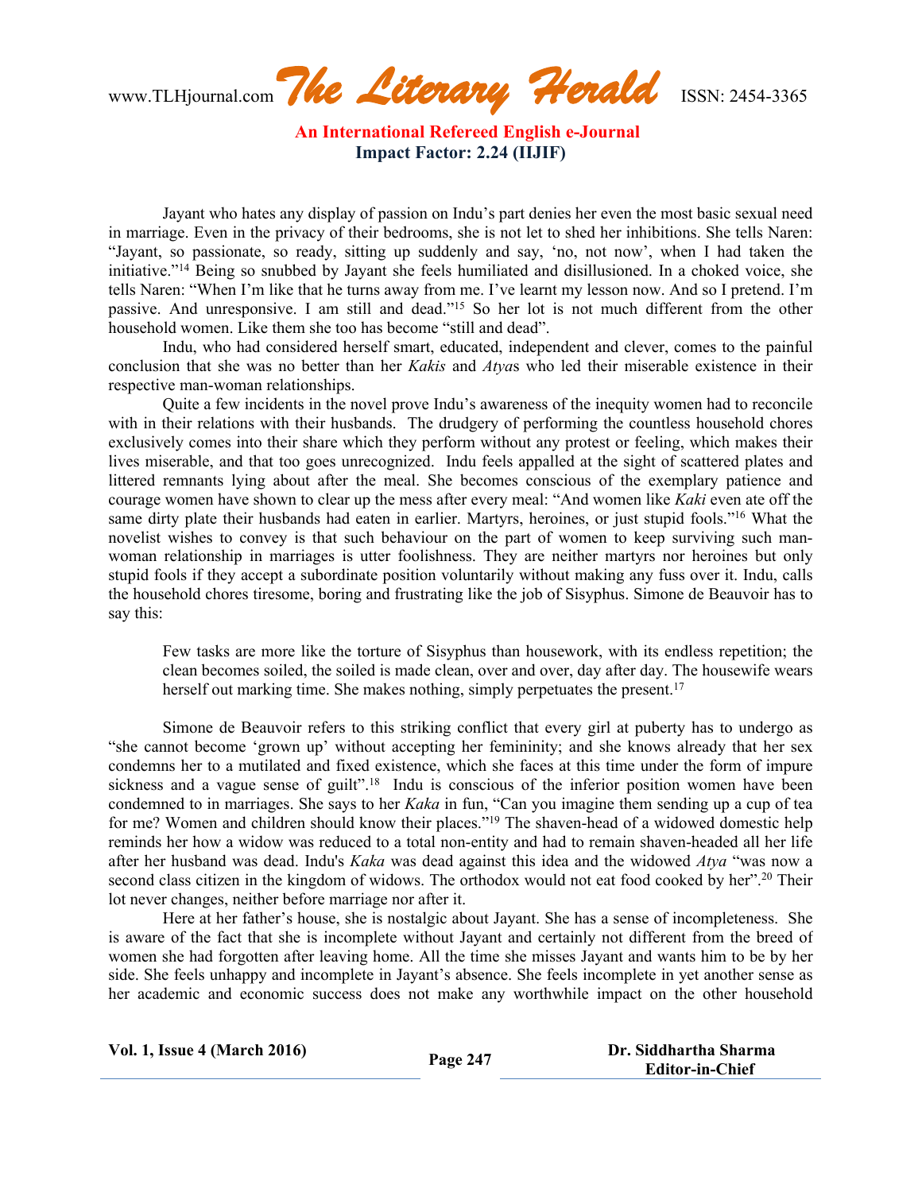Jayant who hates any display of passion on Indu's part denies her even the most basic sexual need in marriage. Even in the privacy of their bedrooms, she is not let to shed her inhibitions. She tells Naren: "Jayant, so passionate, so ready, sitting up suddenly and say, 'no, not now', when I had taken the initiative."[14] Being so snubbed by Jayant she feels humiliated and disillusioned. In a choked voice, she tells Naren: "When I'm like that he turns away from me. I've learnt my lesson now. And so I pretend. I'm passive. And unresponsive. I am still and dead."[15] So her lot is not much different from the other household women. Like them she too has become "still and dead".

Indu, who had considered herself smart, educated, independent and clever, comes to the painful conclusion that she was no better than her *Kakis* and *Atya*s who led their miserable existence in their respective man-woman relationships.

Quite a few incidents in the novel prove Indu's awareness of the inequity women had to reconcile with in their relations with their husbands. The drudgery of performing the countless household chores exclusively comes into their share which they perform without any protest or feeling, which makes their lives miserable, and that too goes unrecognized. Indu feels appalled at the sight of scattered plates and littered remnants lying about after the meal. She becomes conscious of the exemplary patience and courage women have shown to clear up the mess after every meal: "And women like *Kaki* even ate off the same dirty plate their husbands had eaten in earlier. Martyrs, heroines, or just stupid fools."[16] What the novelist wishes to convey is that such behaviour on the part of women to keep surviving such man-woman relationship in marriages is utter foolishness. They are neither martyrs nor heroines but only stupid fools if they accept a subordinate position voluntarily without making any fuss over it. Indu, calls the household chores tiresome, boring and frustrating like the job of Sisyphus. Simone de Beauvoir has to say this:

> Few tasks are more like the torture of Sisyphus than housework, with its endless repetition; the clean becomes soiled, the soiled is made clean, over and over, day after day. The housewife wears herself out marking time. She makes nothing, simply perpetuates the present.[17]

Simone de Beauvoir refers to this striking conflict that every girl at puberty has to undergo as "she cannot become 'grown up' without accepting her femininity; and she knows already that her sex condemns her to a mutilated and fixed existence, which she faces at this time under the form of impure sickness and a vague sense of guilt".[18] Indu is conscious of the inferior position women have been condemned to in marriages. She says to her *Kaka* in fun, "Can you imagine them sending up a cup of tea for me? Women and children should know their places."[19] The shaven-head of a widowed domestic help reminds her how a widow was reduced to a total non-entity and had to remain shaven-headed all her life after her husband was dead. Indu's *Kaka* was dead against this idea and the widowed *Atya* "was now a second class citizen in the kingdom of widows. The orthodox would not eat food cooked by her".[20] Their lot never changes, neither before marriage nor after it.

Here at her father's house, she is nostalgic about Jayant. She has a sense of incompleteness. She is aware of the fact that she is incomplete without Jayant and certainly not different from the breed of women she had forgotten after leaving home. All the time she misses Jayant and wants him to be by her side. She feels unhappy and incomplete in Jayant's absence. She feels incomplete in yet another sense as her academic and economic success does not make any worthwhile impact on the other household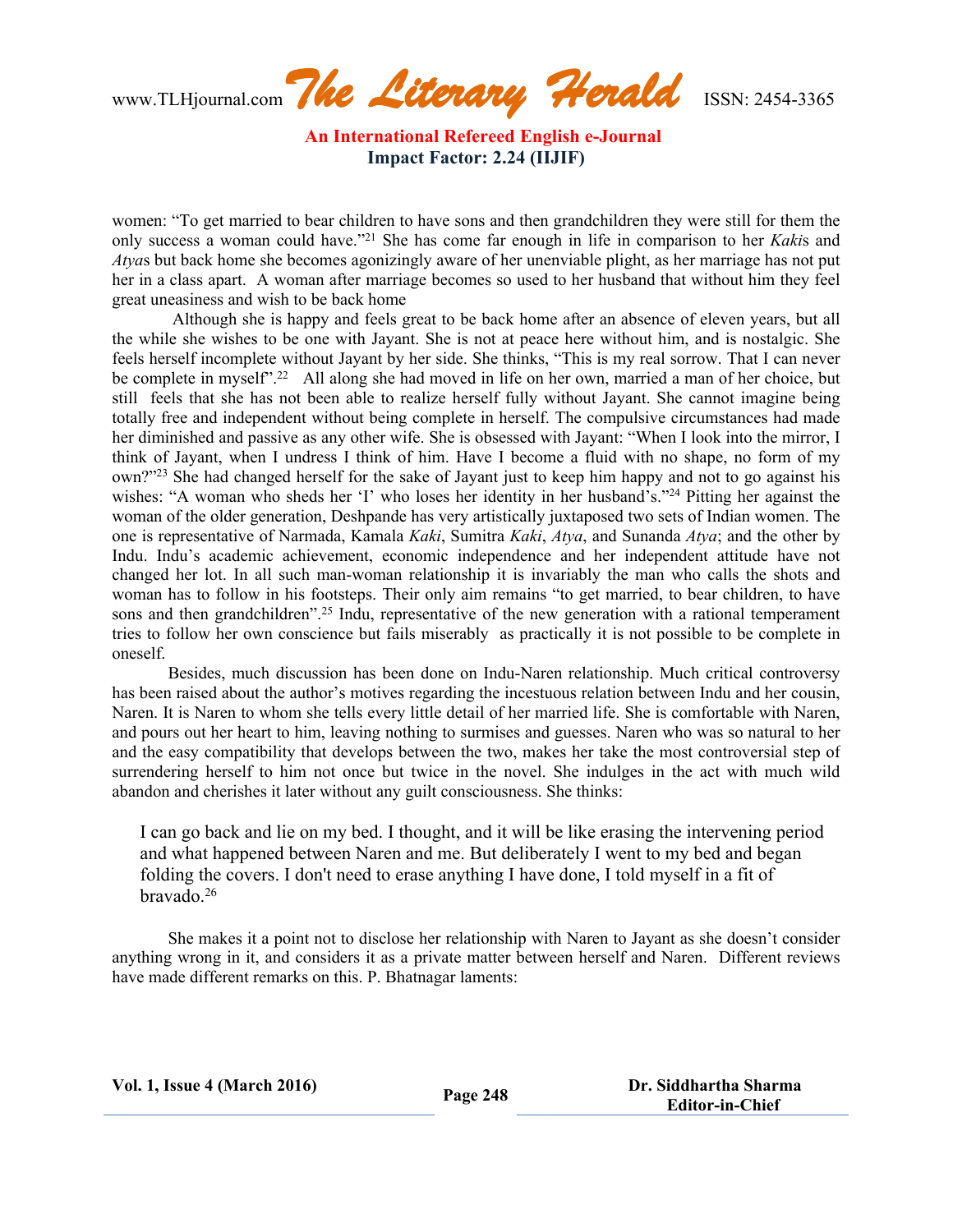women: “To get married to bear children to have sons and then grandchildren they were still for them the only success a woman could have.”[21] She has come far enough in life in comparison to her *Kaki*s and *Atya*s but back home she becomes agonizingly aware of her unenviable plight, as her marriage has not put her in a class apart. A woman after marriage becomes so used to her husband that without him they feel great uneasiness and wish to be back home

Although she is happy and feels great to be back home after an absence of eleven years, but all the while she wishes to be one with Jayant. She is not at peace here without him, and is nostalgic. She feels herself incomplete without Jayant by her side. She thinks, “This is my real sorrow. That I can never be complete in myself”.[22] All along she had moved in life on her own, married a man of her choice, but still feels that she has not been able to realize herself fully without Jayant. She cannot imagine being totally free and independent without being complete in herself. The compulsive circumstances had made her diminished and passive as any other wife. She is obsessed with Jayant: “When I look into the mirror, I think of Jayant, when I undress I think of him. Have I become a fluid with no shape, no form of my own?”[23] She had changed herself for the sake of Jayant just to keep him happy and not to go against his wishes: “A woman who sheds her ‘I’ who loses her identity in her husband’s.”[24] Pitting her against the woman of the older generation, Deshpande has very artistically juxtaposed two sets of Indian women. The one is representative of Narmada, Kamala *Kaki*, Sumitra *Kaki*, *Atya*, and Sunanda *Atya*; and the other by Indu. Indu’s academic achievement, economic independence and her independent attitude have not changed her lot. In all such man-woman relationship it is invariably the man who calls the shots and woman has to follow in his footsteps. Their only aim remains “to get married, to bear children, to have sons and then grandchildren”.[25] Indu, representative of the new generation with a rational temperament tries to follow her own conscience but fails miserably as practically it is not possible to be complete in oneself.

Besides, much discussion has been done on Indu-Naren relationship. Much critical controversy has been raised about the author’s motives regarding the incestuous relation between Indu and her cousin, Naren. It is Naren to whom she tells every little detail of her married life. She is comfortable with Naren, and pours out her heart to him, leaving nothing to surmises and guesses. Naren who was so natural to her and the easy compatibility that develops between the two, makes her take the most controversial step of surrendering herself to him not once but twice in the novel. She indulges in the act with much wild abandon and cherishes it later without any guilt consciousness. She thinks:

> I can go back and lie on my bed. I thought, and it will be like erasing the intervening period and what happened between Naren and me. But deliberately I went to my bed and began folding the covers. I don't need to erase anything I have done, I told myself in a fit of bravado.[26]

She makes it a point not to disclose her relationship with Naren to Jayant as she doesn’t consider anything wrong in it, and considers it as a private matter between herself and Naren. Different reviews have made different remarks on this. P. Bhatnagar laments: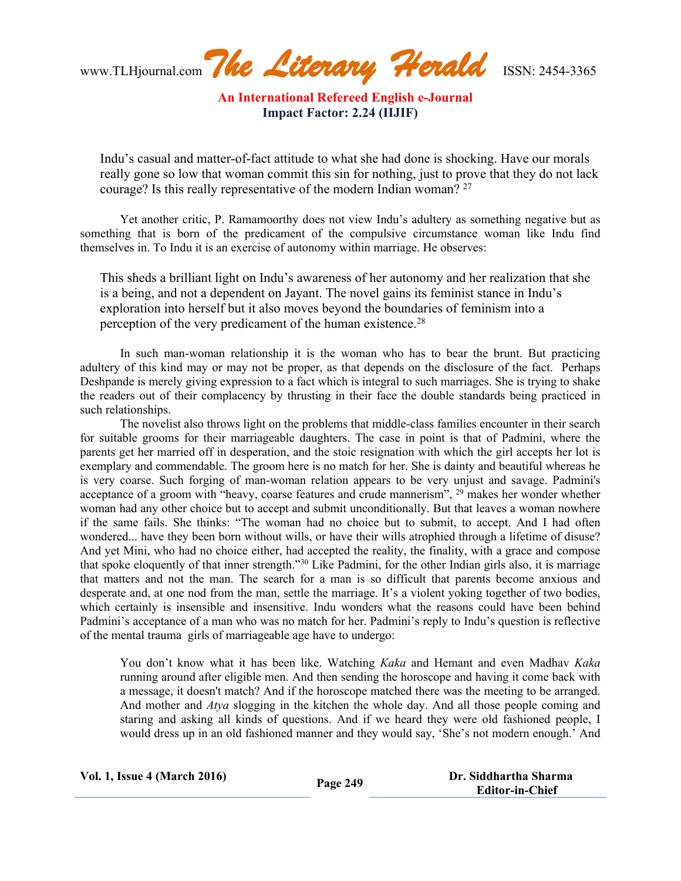> Indu's casual and matter-of-fact attitude to what she had done is shocking. Have our morals really gone so low that woman commit this sin for nothing, just to prove that they do not lack courage? Is this really representative of the modern Indian woman? [27]

Yet another critic, P. Ramamoorthy does not view Indu's adultery as something negative but as something that is born of the predicament of the compulsive circumstance woman like Indu find themselves in. To Indu it is an exercise of autonomy within marriage. He observes:

> This sheds a brilliant light on Indu's awareness of her autonomy and her realization that she is a being, and not a dependent on Jayant. The novel gains its feminist stance in Indu's exploration into herself but it also moves beyond the boundaries of feminism into a perception of the very predicament of the human existence.[28]

In such man-woman relationship it is the woman who has to bear the brunt. But practicing adultery of this kind may or may not be proper, as that depends on the disclosure of the fact. Perhaps Deshpande is merely giving expression to a fact which is integral to such marriages. She is trying to shake the readers out of their complacency by thrusting in their face the double standards being practiced in such relationships.

The novelist also throws light on the problems that middle-class families encounter in their search for suitable grooms for their marriageable daughters. The case in point is that of Padmini, where the parents get her married off in desperation, and the stoic resignation with which the girl accepts her lot is exemplary and commendable. The groom here is no match for her. She is dainty and beautiful whereas he is very coarse. Such forging of man-woman relation appears to be very unjust and savage. Padmini's acceptance of a groom with "heavy, coarse features and crude mannerism", [29] makes her wonder whether woman had any other choice but to accept and submit unconditionally. But that leaves a woman nowhere if the same fails. She thinks: "The woman had no choice but to submit, to accept. And I had often wondered... have they been born without wills, or have their wills atrophied through a lifetime of disuse? And yet Mini, who had no choice either, had accepted the reality, the finality, with a grace and compose that spoke eloquently of that inner strength."[30] Like Padmini, for the other Indian girls also, it is marriage that matters and not the man. The search for a man is so difficult that parents become anxious and desperate and, at one nod from the man, settle the marriage. It's a violent yoking together of two bodies, which certainly is insensible and insensitive. Indu wonders what the reasons could have been behind Padmini's acceptance of a man who was no match for her. Padmini's reply to Indu's question is reflective of the mental trauma girls of marriageable age have to undergo:

> You don't know what it has been like. Watching *Kaka* and Hemant and even Madhav *Kaka* running around after eligible men. And then sending the horoscope and having it come back with a message, it doesn't match? And if the horoscope matched there was the meeting to be arranged. And mother and *Atya* slogging in the kitchen the whole day. And all those people coming and staring and asking all kinds of questions. And if we heard they were old fashioned people, I would dress up in an old fashioned manner and they would say, 'She's not modern enough.' And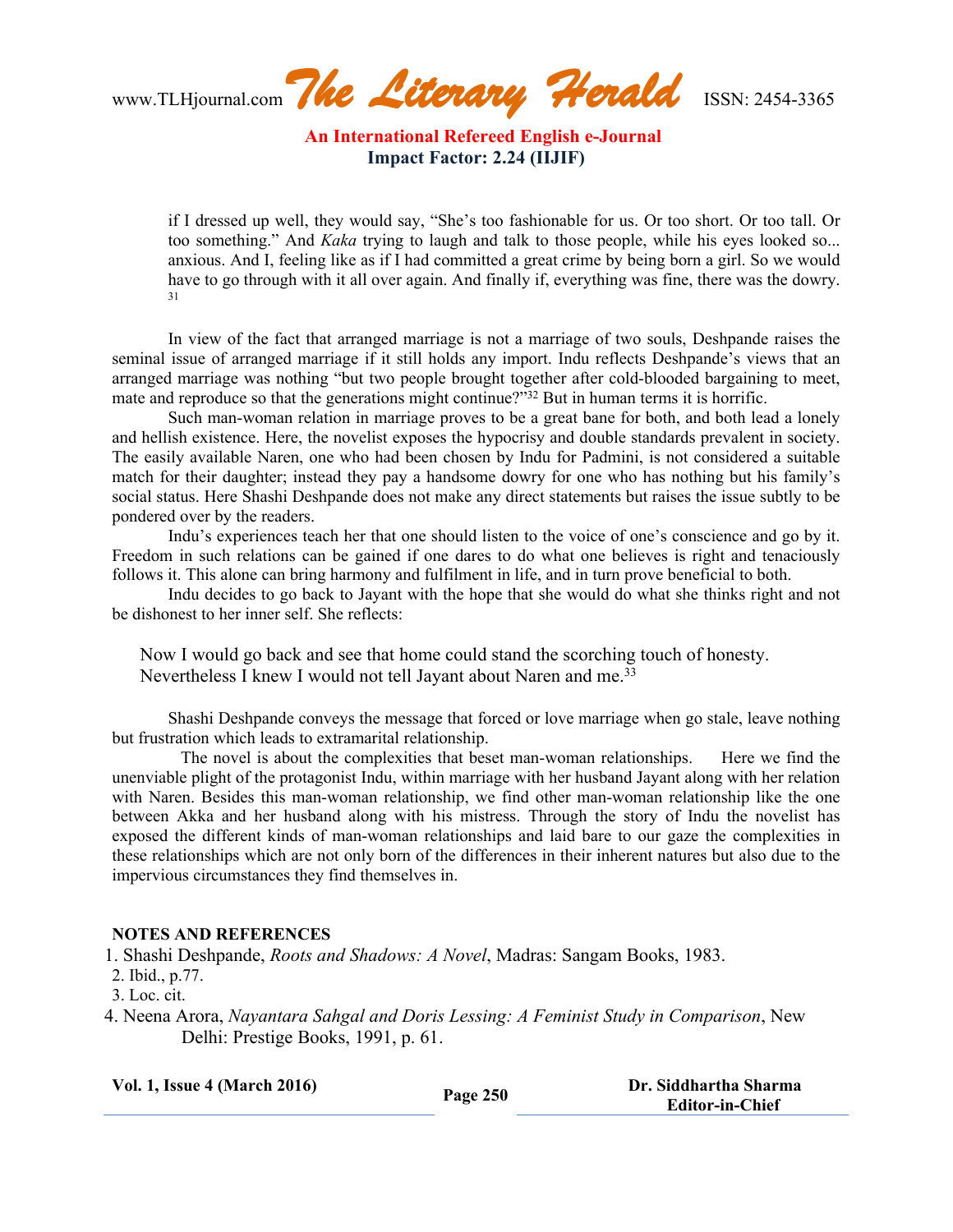> if I dressed up well, they would say, "She's too fashionable for us. Or too short. Or too tall. Or too something." And *Kaka* trying to laugh and talk to those people, while his eyes looked so... anxious. And I, feeling like as if I had committed a great crime by being born a girl. So we would have to go through with it all over again. And finally if, everything was fine, there was the dowry.[31]

In view of the fact that arranged marriage is not a marriage of two souls, Deshpande raises the seminal issue of arranged marriage if it still holds any import. Indu reflects Deshpande's views that an arranged marriage was nothing "but two people brought together after cold-blooded bargaining to meet, mate and reproduce so that the generations might continue?"[32] But in human terms it is horrific.

Such man-woman relation in marriage proves to be a great bane for both, and both lead a lonely and hellish existence. Here, the novelist exposes the hypocrisy and double standards prevalent in society. The easily available Naren, one who had been chosen by Indu for Padmini, is not considered a suitable match for their daughter; instead they pay a handsome dowry for one who has nothing but his family's social status. Here Shashi Deshpande does not make any direct statements but raises the issue subtly to be pondered over by the readers.

Indu's experiences teach her that one should listen to the voice of one's conscience and go by it. Freedom in such relations can be gained if one dares to do what one believes is right and tenaciously follows it. This alone can bring harmony and fulfilment in life, and in turn prove beneficial to both.

Indu decides to go back to Jayant with the hope that she would do what she thinks right and not be dishonest to her inner self. She reflects:

> Now I would go back and see that home could stand the scorching touch of honesty. Nevertheless I knew I would not tell Jayant about Naren and me.[33]

Shashi Deshpande conveys the message that forced or love marriage when go stale, leave nothing but frustration which leads to extramarital relationship.

The novel is about the complexities that beset man-woman relationships. Here we find the unenviable plight of the protagonist Indu, within marriage with her husband Jayant along with her relation with Naren. Besides this man-woman relationship, we find other man-woman relationship like the one between Akka and her husband along with his mistress. Through the story of Indu the novelist has exposed the different kinds of man-woman relationships and laid bare to our gaze the complexities in these relationships which are not only born of the differences in their inherent natures but also due to the impervious circumstances they find themselves in.

**NOTES AND REFERENCES**

1. Shashi Deshpande, *Roots and Shadows: A Novel*, Madras: Sangam Books, 1983.
2. Ibid., p.77.
3. Loc. cit.
4. Neena Arora, *Nayantara Sahgal and Doris Lessing: A Feminist Study in Comparison*, New Delhi: Prestige Books, 1991, p. 61.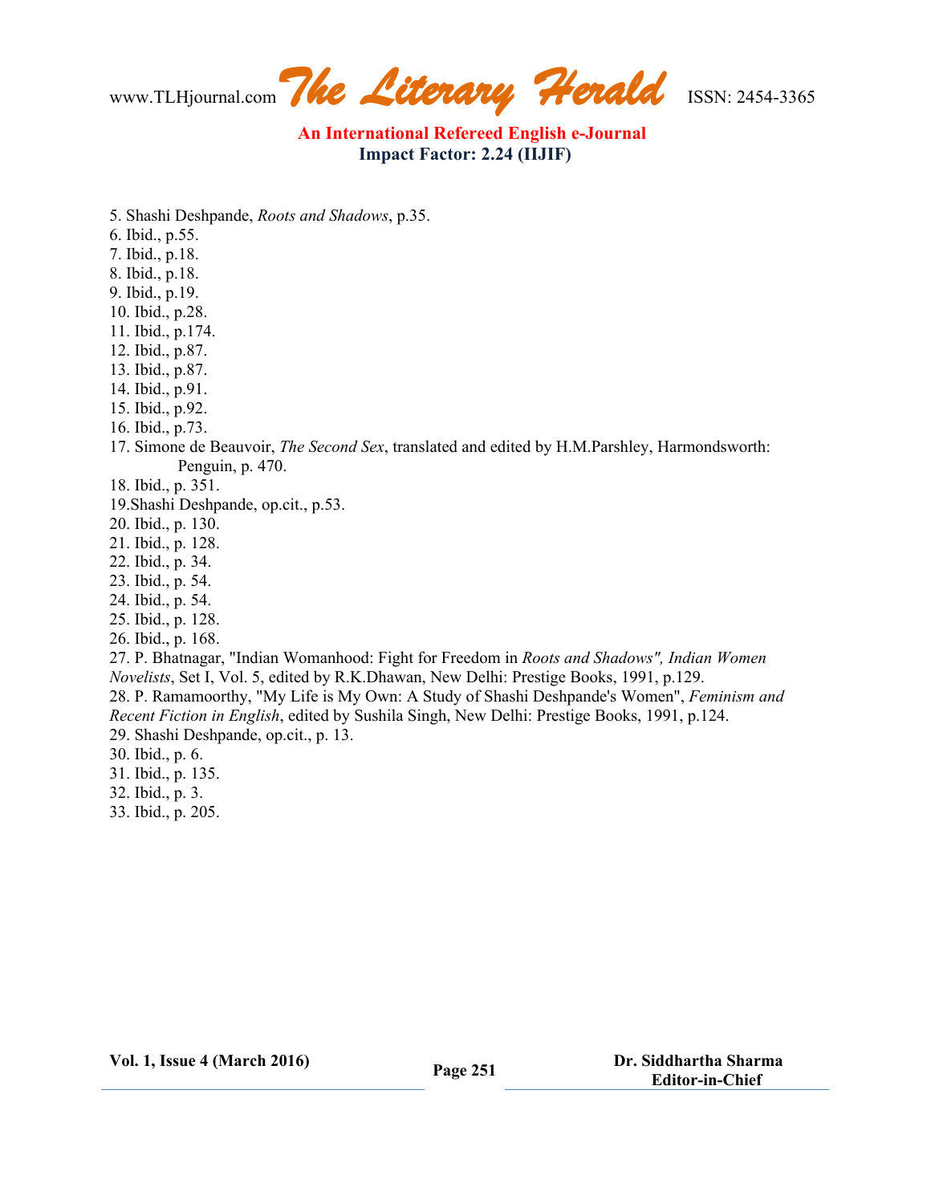5. Shashi Deshpande, *Roots and Shadows*, p.35.
6. Ibid., p.55.
7. Ibid., p.18.
8. Ibid., p.18.
9. Ibid., p.19.
10. Ibid., p.28.
11. Ibid., p.174.
12. Ibid., p.87.
13. Ibid., p.87.
14. Ibid., p.91.
15. Ibid., p.92.
16. Ibid., p.73.
17. Simone de Beauvoir, *The Second Sex*, translated and edited by H.M.Parshley, Harmondsworth: Penguin, p. 470.
18. Ibid., p. 351.
19. Shashi Deshpande, op.cit., p.53.
20. Ibid., p. 130.
21. Ibid., p. 128.
22. Ibid., p. 34.
23. Ibid., p. 54.
24. Ibid., p. 54.
25. Ibid., p. 128.
26. Ibid., p. 168.
27. P. Bhatnagar, "Indian Womanhood: Fight for Freedom in *Roots and Shadows", Indian Women Novelists*, Set I, Vol. 5, edited by R.K.Dhawan, New Delhi: Prestige Books, 1991, p.129.
28. P. Ramamoorthy, "My Life is My Own: A Study of Shashi Deshpande's Women", *Feminism and Recent Fiction in English*, edited by Sushila Singh, New Delhi: Prestige Books, 1991, p.124.
29. Shashi Deshpande, op.cit., p. 13.
30. Ibid., p. 6.
31. Ibid., p. 135.
32. Ibid., p. 3.
33. Ibid., p. 205.